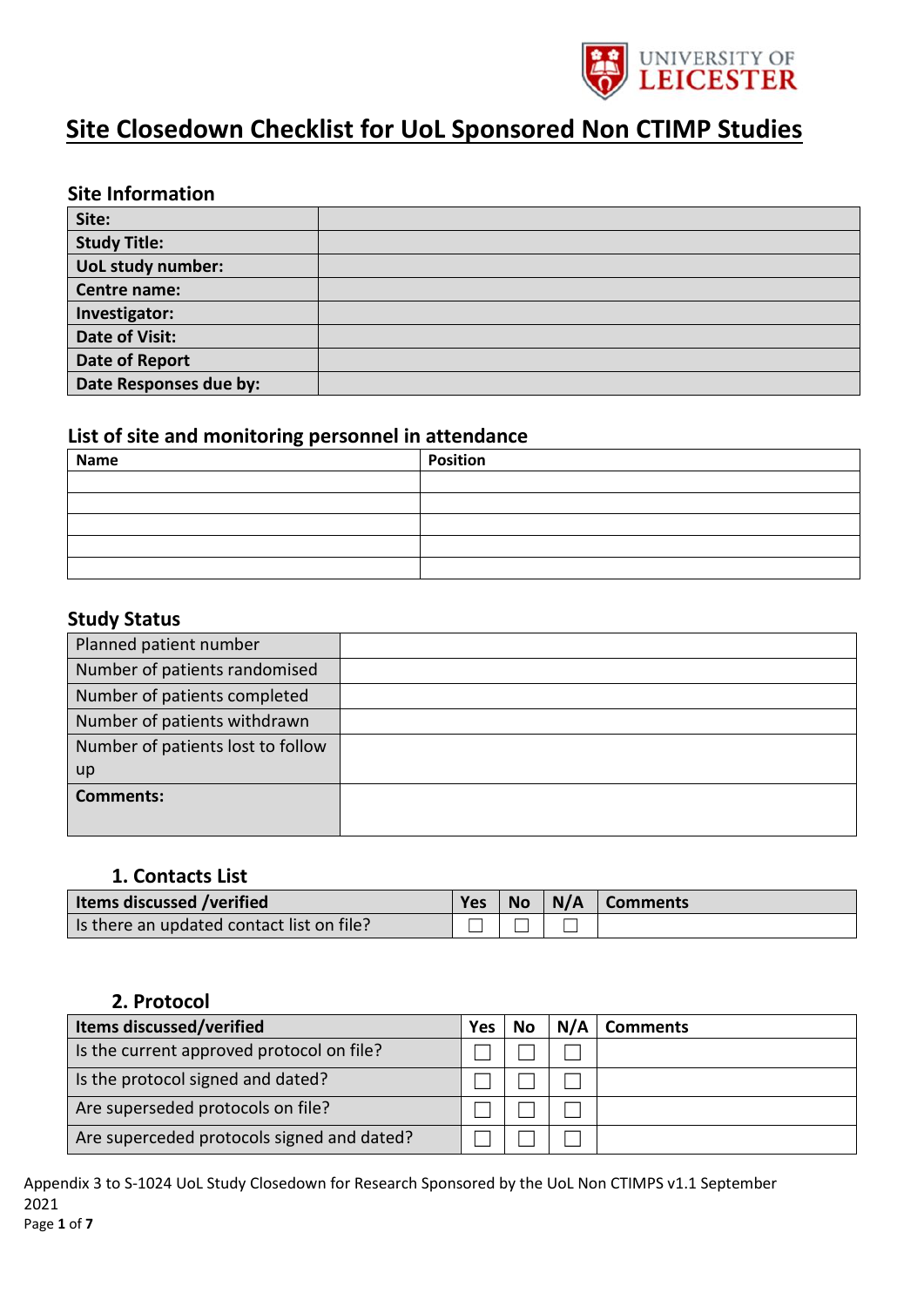# Site Closedown Checklist for UoL Sponsored Non CTIMP Studies

## Site Information

| Site: | |
|---|---|
| Study Title: | |
| UoL study number: | |
| Centre name: | |
| Investigator: | |
| Date of Visit: | |
| Date of Report | |
| Date Responses due by: | |

## List of site and monitoring personnel in attendance

| Name | Position |
|---|---|
| | |
| | |
| | |
| | |
| | |

## Study Status

| Planned patient number | |
|---|---|
| Number of patients randomised | |
| Number of patients completed | |
| Number of patients withdrawn | |
| Number of patients lost to follow up | |
| **Comments:** | |

### 1. Contacts List

| Items discussed /verified | Yes | No | N/A | Comments |
|---|---|---|---|---|
| Is there an updated contact list on file? | ☐ | ☐ | ☐ | |

### 2. Protocol

| Items discussed/verified | Yes | No | N/A | Comments |
|---|---|---|---|---|
| Is the current approved protocol on file? | ☐ | ☐ | ☐ | |
| Is the protocol signed and dated? | ☐ | ☐ | ☐ | |
| Are superseded protocols on file? | ☐ | ☐ | ☐ | |
| Are superceded protocols signed and dated? | ☐ | ☐ | ☐ | |

Appendix 3 to S-1024 UoL Study Closedown for Research Sponsored by the UoL Non CTIMPS v1.1 September 2021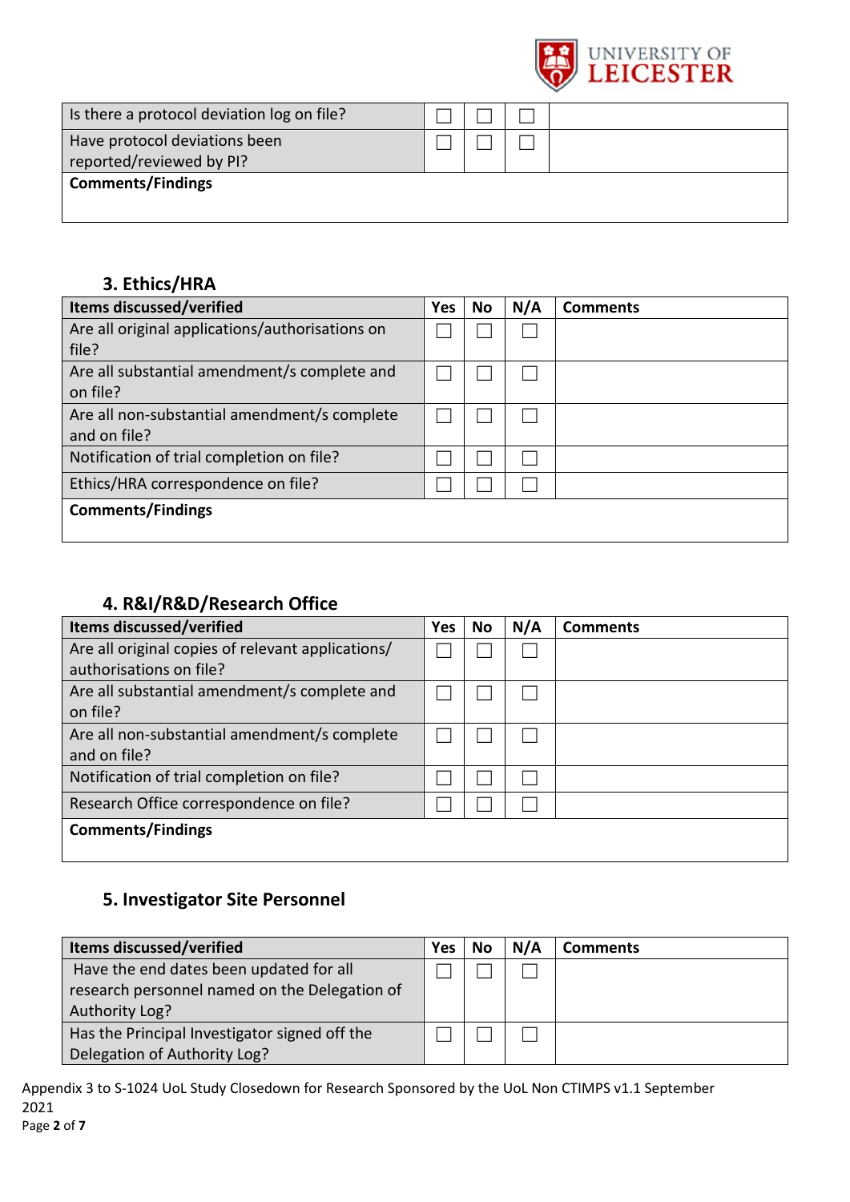| | | | | |
|---|---|---|---|---|
| Is there a protocol deviation log on file? | ☐ | ☐ | ☐ | |
| Have protocol deviations been reported/reviewed by PI? | ☐ | ☐ | ☐ | |
| **Comments/Findings** | | | | |

## 3. Ethics/HRA

| Items discussed/verified | Yes | No | N/A | Comments |
|---|---|---|---|---|
| Are all original applications/authorisations on file? | ☐ | ☐ | ☐ | |
| Are all substantial amendment/s complete and on file? | ☐ | ☐ | ☐ | |
| Are all non-substantial amendment/s complete and on file? | ☐ | ☐ | ☐ | |
| Notification of trial completion on file? | ☐ | ☐ | ☐ | |
| Ethics/HRA correspondence on file? | ☐ | ☐ | ☐ | |
| **Comments/Findings** | | | | |

## 4. R&I/R&D/Research Office

| Items discussed/verified | Yes | No | N/A | Comments |
|---|---|---|---|---|
| Are all original copies of relevant applications/ authorisations on file? | ☐ | ☐ | ☐ | |
| Are all substantial amendment/s complete and on file? | ☐ | ☐ | ☐ | |
| Are all non-substantial amendment/s complete and on file? | ☐ | ☐ | ☐ | |
| Notification of trial completion on file? | ☐ | ☐ | ☐ | |
| Research Office correspondence on file? | ☐ | ☐ | ☐ | |
| **Comments/Findings** | | | | |

## 5. Investigator Site Personnel

| Items discussed/verified | Yes | No | N/A | Comments |
|---|---|---|---|---|
| Have the end dates been updated for all research personnel named on the Delegation of Authority Log? | ☐ | ☐ | ☐ | |
| Has the Principal Investigator signed off the Delegation of Authority Log? | ☐ | ☐ | ☐ | |

Appendix 3 to S-1024 UoL Study Closedown for Research Sponsored by the UoL Non CTIMPS v1.1 September 2021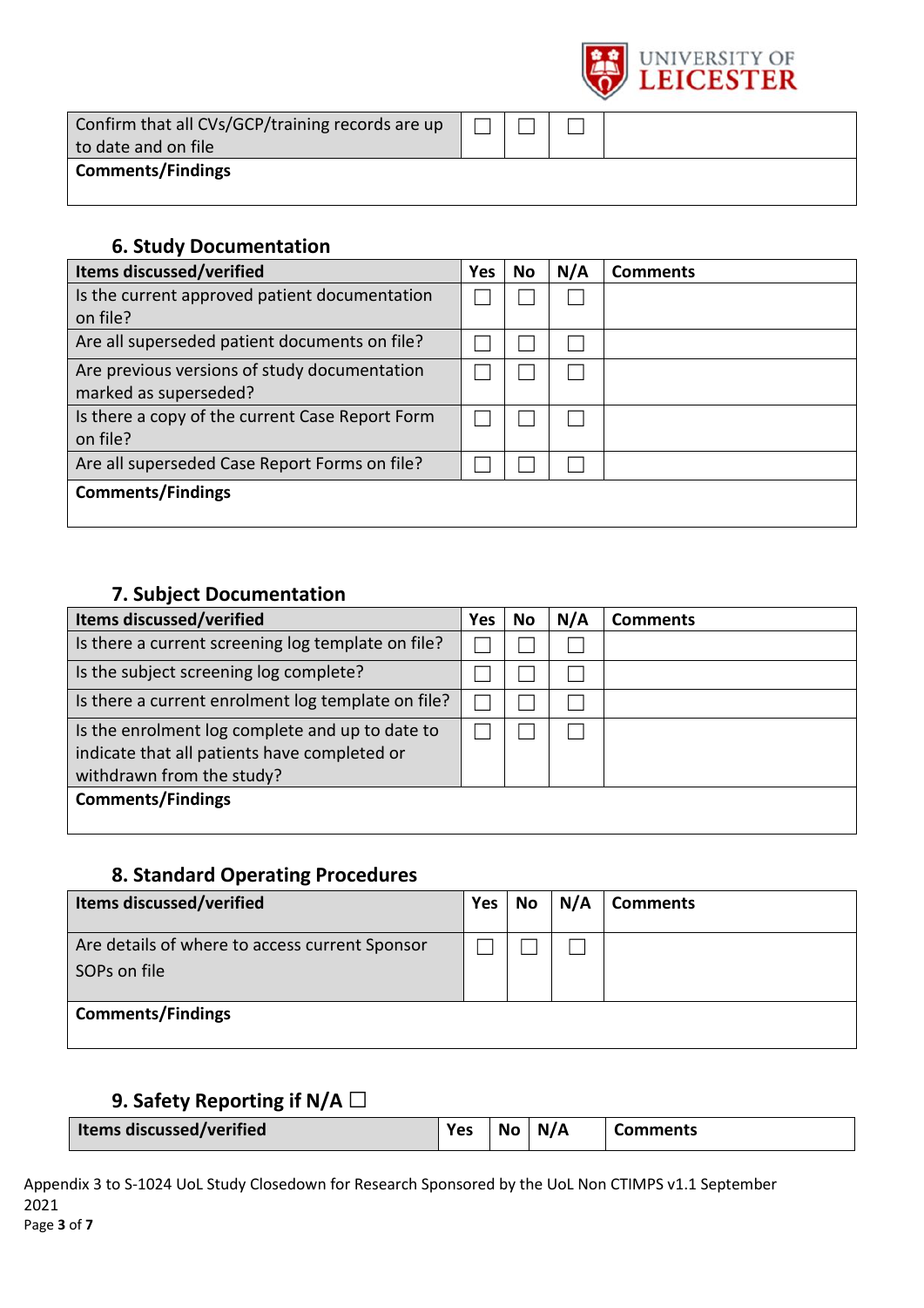| Confirm that all CVs/GCP/training records are up to date and on file | ☐ | ☐ | ☐ | |
|---|---|---|---|---|
| **Comments/Findings** | | | | |

## 6. Study Documentation

| **Items discussed/verified** | **Yes** | **No** | **N/A** | **Comments** |
|---|---|---|---|---|
| Is the current approved patient documentation on file? | ☐ | ☐ | ☐ | |
| Are all superseded patient documents on file? | ☐ | ☐ | ☐ | |
| Are previous versions of study documentation marked as superseded? | ☐ | ☐ | ☐ | |
| Is there a copy of the current Case Report Form on file? | ☐ | ☐ | ☐ | |
| Are all superseded Case Report Forms on file? | ☐ | ☐ | ☐ | |
| **Comments/Findings** | | | | |

## 7. Subject Documentation

| **Items discussed/verified** | **Yes** | **No** | **N/A** | **Comments** |
|---|---|---|---|---|
| Is there a current screening log template on file? | ☐ | ☐ | ☐ | |
| Is the subject screening log complete? | ☐ | ☐ | ☐ | |
| Is there a current enrolment log template on file? | ☐ | ☐ | ☐ | |
| Is the enrolment log complete and up to date to indicate that all patients have completed or withdrawn from the study? | ☐ | ☐ | ☐ | |
| **Comments/Findings** | | | | |

## 8. Standard Operating Procedures

| **Items discussed/verified** | **Yes** | **No** | **N/A** | **Comments** |
|---|---|---|---|---|
| Are details of where to access current Sponsor SOPs on file | ☐ | ☐ | ☐ | |
| **Comments/Findings** | | | | |

## 9. Safety Reporting if N/A ☐

| **Items discussed/verified** | **Yes** | **No** | **N/A** | **Comments** |
|---|---|---|---|---|

Appendix 3 to S-1024 UoL Study Closedown for Research Sponsored by the UoL Non CTIMPS v1.1 September 2021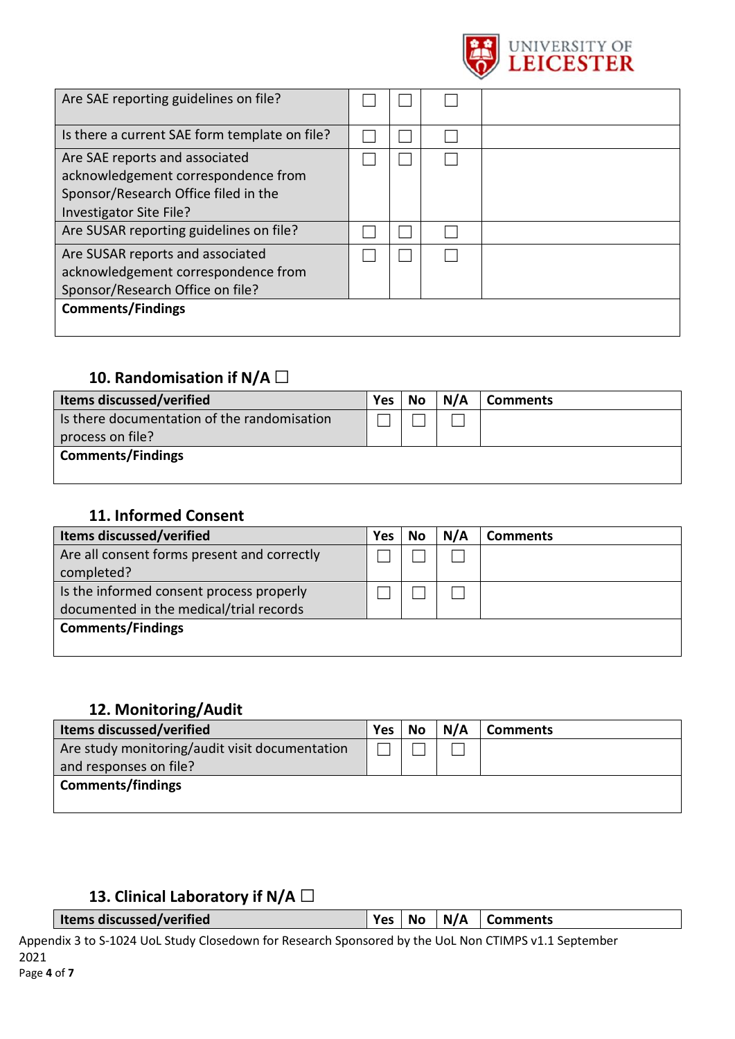| Are SAE reporting guidelines on file? | ☐ | ☐ | ☐ | |
|---|---|---|---|---|
| Is there a current SAE form template on file? | ☐ | ☐ | ☐ | |
| Are SAE reports and associated acknowledgement correspondence from Sponsor/Research Office filed in the Investigator Site File? | ☐ | ☐ | ☐ | |
| Are SUSAR reporting guidelines on file? | ☐ | ☐ | ☐ | |
| Are SUSAR reports and associated acknowledgement correspondence from Sponsor/Research Office on file? | ☐ | ☐ | ☐ | |
| **Comments/Findings** | | | | |

### 10. Randomisation if N/A ☐

| Items discussed/verified | Yes | No | N/A | Comments |
|---|---|---|---|---|
| Is there documentation of the randomisation process on file? | ☐ | ☐ | ☐ | |
| **Comments/Findings** | | | | |

### 11. Informed Consent

| Items discussed/verified | Yes | No | N/A | Comments |
|---|---|---|---|---|
| Are all consent forms present and correctly completed? | ☐ | ☐ | ☐ | |
| Is the informed consent process properly documented in the medical/trial records | ☐ | ☐ | ☐ | |
| **Comments/Findings** | | | | |

### 12. Monitoring/Audit

| Items discussed/verified | Yes | No | N/A | Comments |
|---|---|---|---|---|
| Are study monitoring/audit visit documentation and responses on file? | ☐ | ☐ | ☐ | |
| **Comments/findings** | | | | |

### 13. Clinical Laboratory if N/A ☐

| Items discussed/verified | Yes | No | N/A | Comments |
|---|---|---|---|---|

Appendix 3 to S-1024 UoL Study Closedown for Research Sponsored by the UoL Non CTIMPS v1.1 September 2021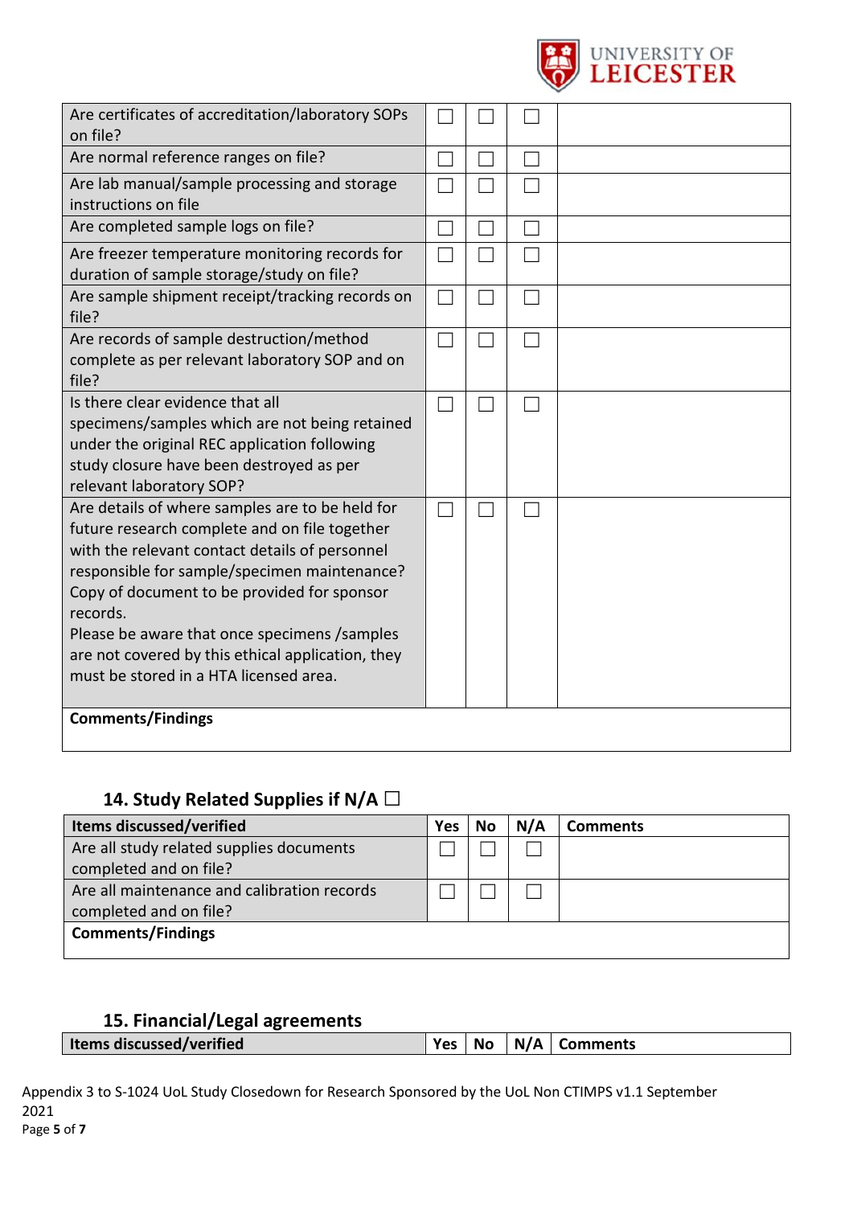| | | | | |
|---|---|---|---|---|
| Are certificates of accreditation/laboratory SOPs on file? | ☐ | ☐ | ☐ | |
| Are normal reference ranges on file? | ☐ | ☐ | ☐ | |
| Are lab manual/sample processing and storage instructions on file | ☐ | ☐ | ☐ | |
| Are completed sample logs on file? | ☐ | ☐ | ☐ | |
| Are freezer temperature monitoring records for duration of sample storage/study on file? | ☐ | ☐ | ☐ | |
| Are sample shipment receipt/tracking records on file? | ☐ | ☐ | ☐ | |
| Are records of sample destruction/method complete as per relevant laboratory SOP and on file? | ☐ | ☐ | ☐ | |
| Is there clear evidence that all specimens/samples which are not being retained under the original REC application following study closure have been destroyed as per relevant laboratory SOP? | ☐ | ☐ | ☐ | |
| Are details of where samples are to be held for future research complete and on file together with the relevant contact details of personnel responsible for sample/specimen maintenance? Copy of document to be provided for sponsor records. Please be aware that once specimens /samples are not covered by this ethical application, they must be stored in a HTA licensed area. | ☐ | ☐ | ☐ | |
| **Comments/Findings** | | | | |

## 14. Study Related Supplies if N/A ☐

| Items discussed/verified | Yes | No | N/A | Comments |
|---|---|---|---|---|
| Are all study related supplies documents completed and on file? | ☐ | ☐ | ☐ | |
| Are all maintenance and calibration records completed and on file? | ☐ | ☐ | ☐ | |
| **Comments/Findings** | | | | |

## 15. Financial/Legal agreements

| Items discussed/verified | Yes | No | N/A | Comments |
|---|---|---|---|---|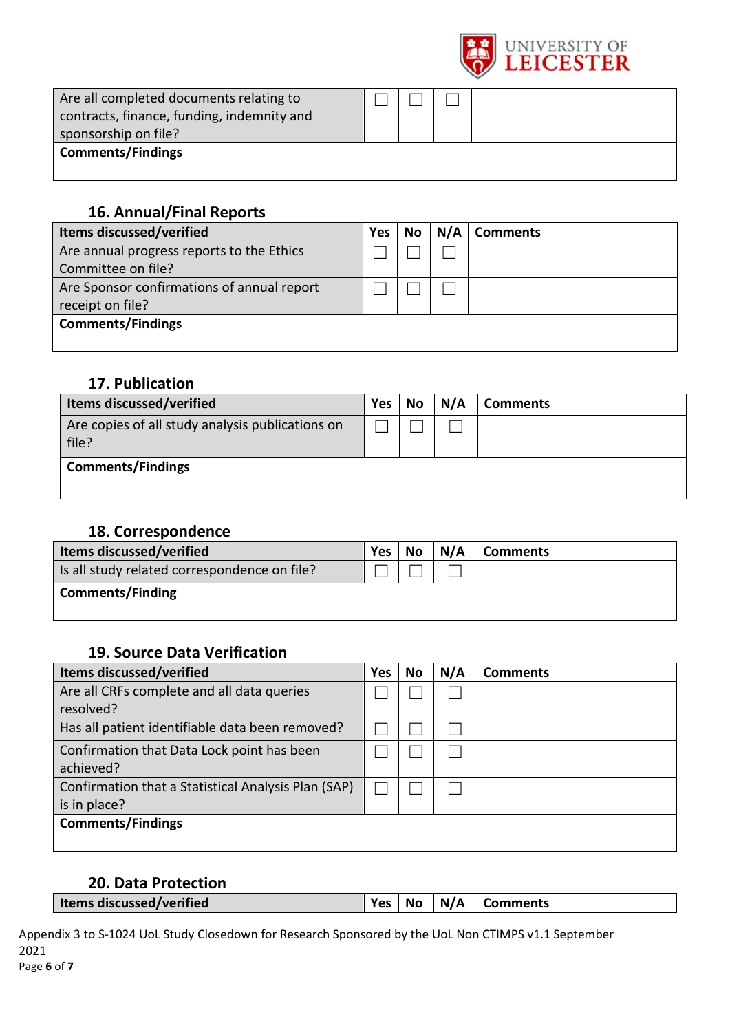| | | | | |
|---|---|---|---|---|
| Are all completed documents relating to contracts, finance, funding, indemnity and sponsorship on file? | ☐ | ☐ | ☐ | |
| **Comments/Findings** | | | | |

## 16. Annual/Final Reports

| Items discussed/verified | Yes | No | N/A | Comments |
|---|---|---|---|---|
| Are annual progress reports to the Ethics Committee on file? | ☐ | ☐ | ☐ | |
| Are Sponsor confirmations of annual report receipt on file? | ☐ | ☐ | ☐ | |
| **Comments/Findings** | | | | |

## 17. Publication

| Items discussed/verified | Yes | No | N/A | Comments |
|---|---|---|---|---|
| Are copies of all study analysis publications on file? | ☐ | ☐ | ☐ | |
| **Comments/Findings** | | | | |

## 18. Correspondence

| Items discussed/verified | Yes | No | N/A | Comments |
|---|---|---|---|---|
| Is all study related correspondence on file? | ☐ | ☐ | ☐ | |
| **Comments/Finding** | | | | |

## 19. Source Data Verification

| Items discussed/verified | Yes | No | N/A | Comments |
|---|---|---|---|---|
| Are all CRFs complete and all data queries resolved? | ☐ | ☐ | ☐ | |
| Has all patient identifiable data been removed? | ☐ | ☐ | ☐ | |
| Confirmation that Data Lock point has been achieved? | ☐ | ☐ | ☐ | |
| Confirmation that a Statistical Analysis Plan (SAP) is in place? | ☐ | ☐ | ☐ | |
| **Comments/Findings** | | | | |

## 20. Data Protection

| Items discussed/verified | Yes | No | N/A | Comments |
|---|---|---|---|---|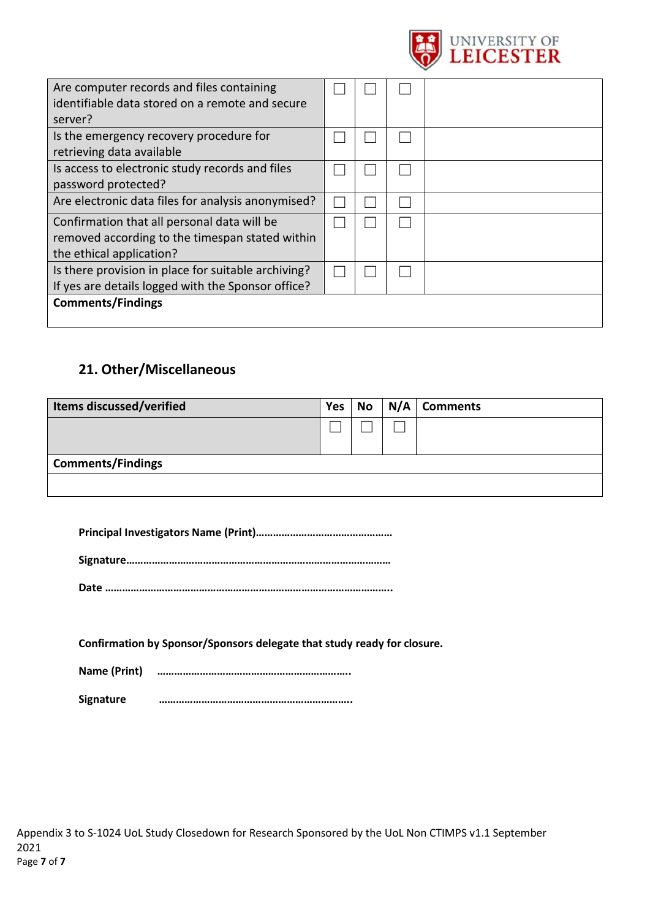| | | | | |
|---|---|---|---|---|
| Are computer records and files containing identifiable data stored on a remote and secure server? | ☐ | ☐ | ☐ | |
| Is the emergency recovery procedure for retrieving data available | ☐ | ☐ | ☐ | |
| Is access to electronic study records and files password protected? | ☐ | ☐ | ☐ | |
| Are electronic data files for analysis anonymised? | ☐ | ☐ | ☐ | |
| Confirmation that all personal data will be removed according to the timespan stated within the ethical application? | ☐ | ☐ | ☐ | |
| Is there provision in place for suitable archiving? If yes are details logged with the Sponsor office? | ☐ | ☐ | ☐ | |
| **Comments/Findings** | | | | |

## 21. Other/Miscellaneous

| Items discussed/verified | Yes | No | N/A | Comments |
|---|---|---|---|---|
| | ☐ | ☐ | ☐ | |
| **Comments/Findings** | | | | |
| | | | | |

**Principal Investigators Name (Print)………………………………………**

**Signature………………………………………………………………………………**

**Date ……………………………………………………………………………………..**

**Confirmation by Sponsor/Sponsors delegate that study ready for closure.**

**Name (Print)** …………………………………………………………..

**Signature** …………………………………………………………..